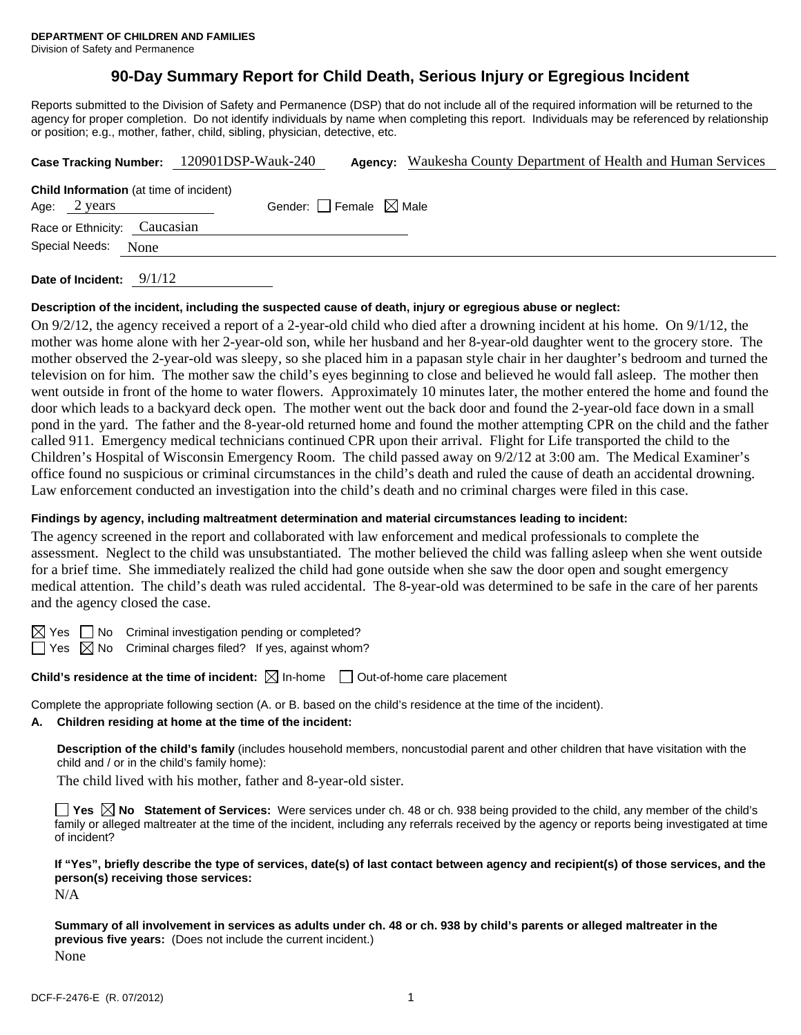**DEPARTMENT OF CHILDREN AND FAMILIES**
Division of Safety and Permanence

# 90-Day Summary Report for Child Death, Serious Injury or Egregious Incident

Reports submitted to the Division of Safety and Permanence (DSP) that do not include all of the required information will be returned to the agency for proper completion. Do not identify individuals by name when completing this report. Individuals may be referenced by relationship or position; e.g., mother, father, child, sibling, physician, detective, etc.

**Case Tracking Number:** 120901DSP-Wauk-240 **Agency:** Waukesha County Department of Health and Human Services

**Child Information** (at time of incident)

Age: 2 years Gender: ☐ Female ☒ Male

Race or Ethnicity: Caucasian

Special Needs: None

**Date of Incident:** 9/1/12

**Description of the incident, including the suspected cause of death, injury or egregious abuse or neglect:**

On 9/2/12, the agency received a report of a 2-year-old child who died after a drowning incident at his home. On 9/1/12, the mother was home alone with her 2-year-old son, while her husband and her 8-year-old daughter went to the grocery store. The mother observed the 2-year-old was sleepy, so she placed him in a papasan style chair in her daughter's bedroom and turned the television on for him. The mother saw the child's eyes beginning to close and believed he would fall asleep. The mother then went outside in front of the home to water flowers. Approximately 10 minutes later, the mother entered the home and found the door which leads to a backyard deck open. The mother went out the back door and found the 2-year-old face down in a small pond in the yard. The father and the 8-year-old returned home and found the mother attempting CPR on the child and the father called 911. Emergency medical technicians continued CPR upon their arrival. Flight for Life transported the child to the Children's Hospital of Wisconsin Emergency Room. The child passed away on 9/2/12 at 3:00 am. The Medical Examiner's office found no suspicious or criminal circumstances in the child's death and ruled the cause of death an accidental drowning. Law enforcement conducted an investigation into the child's death and no criminal charges were filed in this case.

**Findings by agency, including maltreatment determination and material circumstances leading to incident:**

The agency screened in the report and collaborated with law enforcement and medical professionals to complete the assessment. Neglect to the child was unsubstantiated. The mother believed the child was falling asleep when she went outside for a brief time. She immediately realized the child had gone outside when she saw the door open and sought emergency medical attention. The child's death was ruled accidental. The 8-year-old was determined to be safe in the care of her parents and the agency closed the case.

☒ Yes ☐ No Criminal investigation pending or completed?

☐ Yes ☒ No Criminal charges filed? If yes, against whom?

**Child's residence at the time of incident:** ☒ In-home ☐ Out-of-home care placement

Complete the appropriate following section (A. or B. based on the child's residence at the time of the incident).

**A. Children residing at home at the time of the incident:**

**Description of the child's family** (includes household members, noncustodial parent and other children that have visitation with the child and / or in the child's family home):

The child lived with his mother, father and 8-year-old sister.

☐ **Yes** ☒ **No Statement of Services:** Were services under ch. 48 or ch. 938 being provided to the child, any member of the child's family or alleged maltreater at the time of the incident, including any referrals received by the agency or reports being investigated at time of incident?

**If "Yes", briefly describe the type of services, date(s) of last contact between agency and recipient(s) of those services, and the person(s) receiving those services:**

N/A

**Summary of all involvement in services as adults under ch. 48 or ch. 938 by child's parents or alleged maltreater in the previous five years:** (Does not include the current incident.)

None

DCF-F-2476-E (R. 07/2012)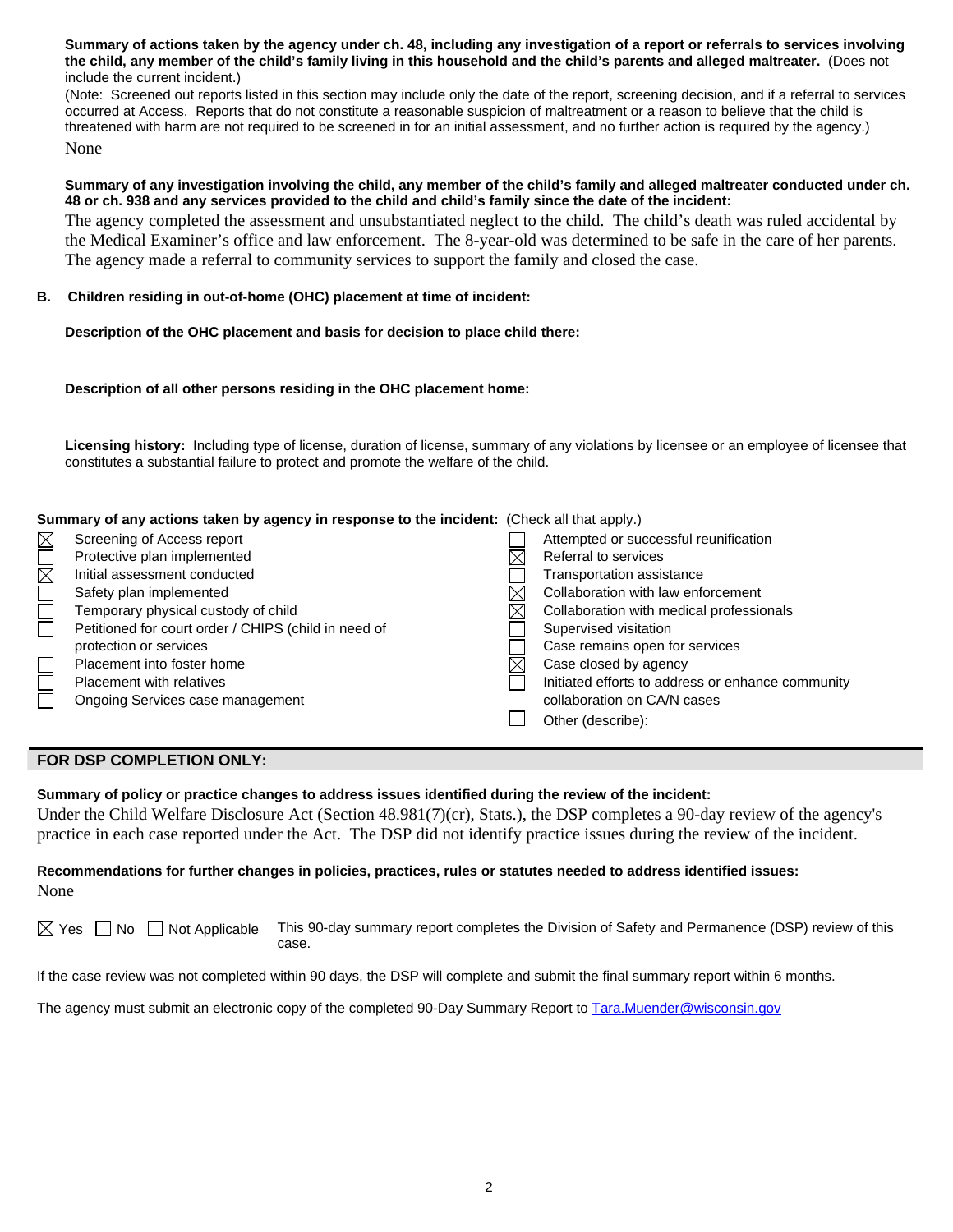**Summary of actions taken by the agency under ch. 48, including any investigation of a report or referrals to services involving the child, any member of the child's family living in this household and the child's parents and alleged maltreater.** (Does not include the current incident.)

(Note: Screened out reports listed in this section may include only the date of the report, screening decision, and if a referral to services occurred at Access. Reports that do not constitute a reasonable suspicion of maltreatment or a reason to believe that the child is threatened with harm are not required to be screened in for an initial assessment, and no further action is required by the agency.)

None

**Summary of any investigation involving the child, any member of the child's family and alleged maltreater conducted under ch. 48 or ch. 938 and any services provided to the child and child's family since the date of the incident:**

The agency completed the assessment and unsubstantiated neglect to the child. The child's death was ruled accidental by the Medical Examiner's office and law enforcement. The 8-year-old was determined to be safe in the care of her parents. The agency made a referral to community services to support the family and closed the case.

**B. Children residing in out-of-home (OHC) placement at time of incident:**

**Description of the OHC placement and basis for decision to place child there:**

**Description of all other persons residing in the OHC placement home:**

**Licensing history:** Including type of license, duration of license, summary of any violations by licensee or an employee of licensee that constitutes a substantial failure to protect and promote the welfare of the child.

**Summary of any actions taken by agency in response to the incident:** (Check all that apply.)

- ☒ Screening of Access report
- ☐ Protective plan implemented
- ☒ Initial assessment conducted
- ☐ Safety plan implemented
- ☐ Temporary physical custody of child
- ☐ Petitioned for court order / CHIPS (child in need of protection or services
- ☐ Placement into foster home
- ☐ Placement with relatives
- ☐ Ongoing Services case management
- ☐ Attempted or successful reunification
- ☒ Referral to services
- ☐ Transportation assistance
- ☒ Collaboration with law enforcement
- ☒ Collaboration with medical professionals
- ☐ Supervised visitation
- ☐ Case remains open for services
- ☒ Case closed by agency
- ☐ Initiated efforts to address or enhance community collaboration on CA/N cases
- ☐ Other (describe):

## FOR DSP COMPLETION ONLY:

**Summary of policy or practice changes to address issues identified during the review of the incident:**

Under the Child Welfare Disclosure Act (Section 48.981(7)(cr), Stats.), the DSP completes a 90-day review of the agency's practice in each case reported under the Act. The DSP did not identify practice issues during the review of the incident.

**Recommendations for further changes in policies, practices, rules or statutes needed to address identified issues:**

None

☒ Yes ☐ No ☐ Not Applicable This 90-day summary report completes the Division of Safety and Permanence (DSP) review of this case.

If the case review was not completed within 90 days, the DSP will complete and submit the final summary report within 6 months.

The agency must submit an electronic copy of the completed 90-Day Summary Report to Tara.Muender@wisconsin.gov